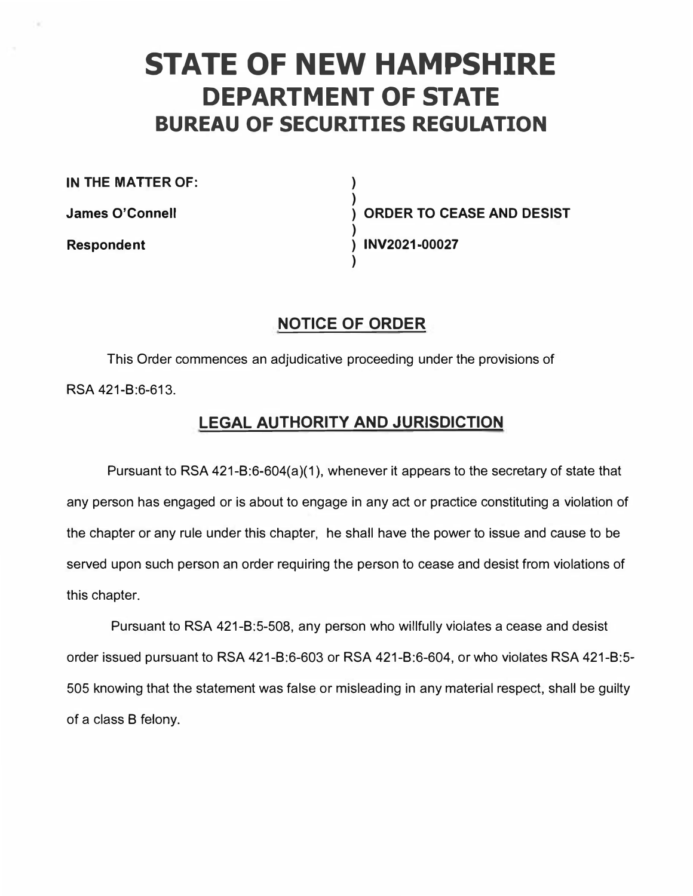# STATE OF NEW HAMPSHIRE
## DEPARTMENT OF STATE
## BUREAU OF SECURITIES REGULATION

| | | |
|---|---|---|
| **IN THE MATTER OF:** | ) | |
| | ) | |
| **James O'Connell** | ) | **ORDER TO CEASE AND DESIST** |
| | ) | |
| **Respondent** | ) | **INV2021-00027** |
| | ) | |

## NOTICE OF ORDER

This Order commences an adjudicative proceeding under the provisions of RSA 421-B:6-613.

## LEGAL AUTHORITY AND JURISDICTION

Pursuant to RSA 421-B:6-604(a)(1), whenever it appears to the secretary of state that any person has engaged or is about to engage in any act or practice constituting a violation of the chapter or any rule under this chapter, he shall have the power to issue and cause to be served upon such person an order requiring the person to cease and desist from violations of this chapter.

Pursuant to RSA 421-B:5-508, any person who willfully violates a cease and desist order issued pursuant to RSA 421-B:6-603 or RSA 421-B:6-604, or who violates RSA 421-B:5-505 knowing that the statement was false or misleading in any material respect, shall be guilty of a class B felony.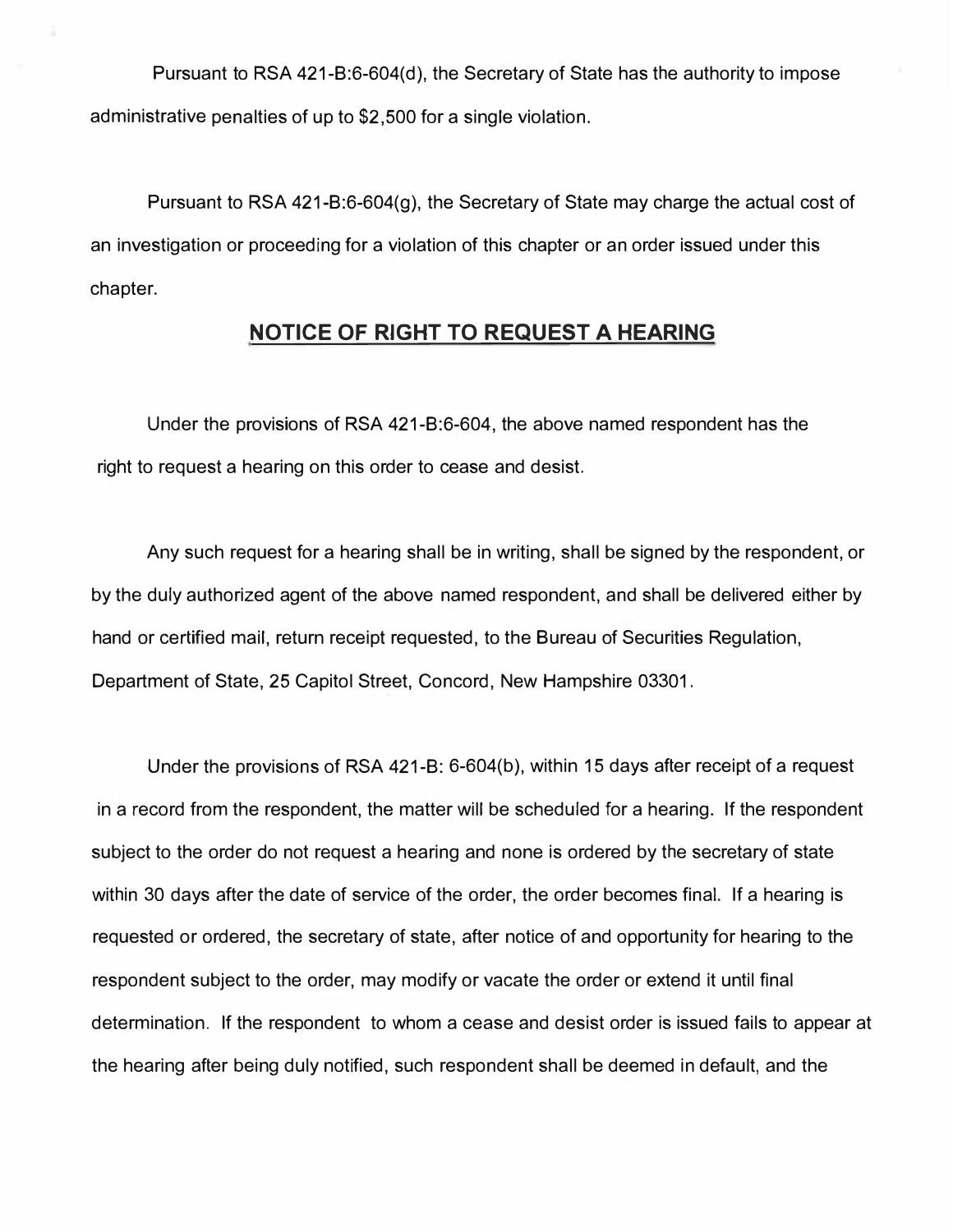Pursuant to RSA 421-B:6-604(d), the Secretary of State has the authority to impose administrative penalties of up to $2,500 for a single violation.

Pursuant to RSA 421-B:6-604(g), the Secretary of State may charge the actual cost of an investigation or proceeding for a violation of this chapter or an order issued under this chapter.

## NOTICE OF RIGHT TO REQUEST A HEARING

Under the provisions of RSA 421-B:6-604, the above named respondent has the right to request a hearing on this order to cease and desist.

Any such request for a hearing shall be in writing, shall be signed by the respondent, or by the duly authorized agent of the above named respondent, and shall be delivered either by hand or certified mail, return receipt requested, to the Bureau of Securities Regulation, Department of State, 25 Capitol Street, Concord, New Hampshire 03301.

Under the provisions of RSA 421-B: 6-604(b), within 15 days after receipt of a request in a record from the respondent, the matter will be scheduled for a hearing. If the respondent subject to the order do not request a hearing and none is ordered by the secretary of state within 30 days after the date of service of the order, the order becomes final. If a hearing is requested or ordered, the secretary of state, after notice of and opportunity for hearing to the respondent subject to the order, may modify or vacate the order or extend it until final determination. If the respondent to whom a cease and desist order is issued fails to appear at the hearing after being duly notified, such respondent shall be deemed in default, and the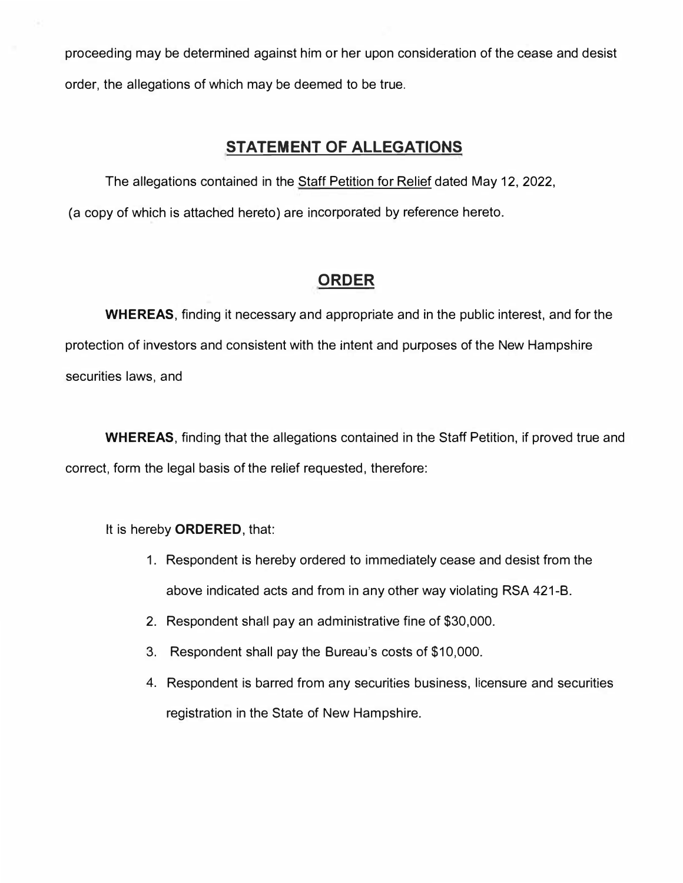proceeding may be determined against him or her upon consideration of the cease and desist order, the allegations of which may be deemed to be true.

## STATEMENT OF ALLEGATIONS

The allegations contained in the Staff Petition for Relief dated May 12, 2022, (a copy of which is attached hereto) are incorporated by reference hereto.

## ORDER

**WHEREAS**, finding it necessary and appropriate and in the public interest, and for the protection of investors and consistent with the intent and purposes of the New Hampshire securities laws, and

**WHEREAS**, finding that the allegations contained in the Staff Petition, if proved true and correct, form the legal basis of the relief requested, therefore:

It is hereby **ORDERED**, that:

1. Respondent is hereby ordered to immediately cease and desist from the above indicated acts and from in any other way violating RSA 421-B.
2. Respondent shall pay an administrative fine of $30,000.
3. Respondent shall pay the Bureau's costs of $10,000.
4. Respondent is barred from any securities business, licensure and securities registration in the State of New Hampshire.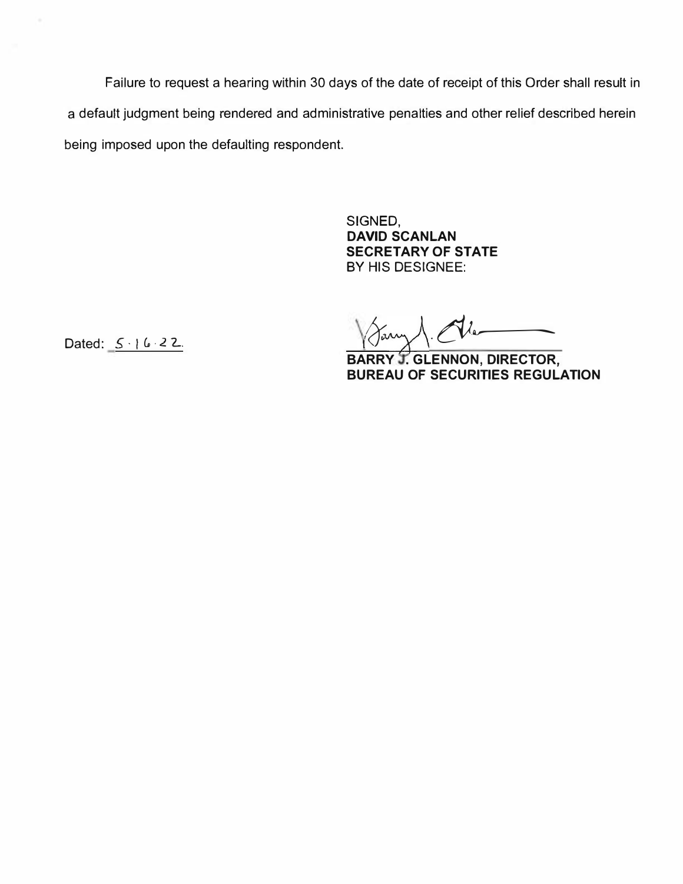Failure to request a hearing within 30 days of the date of receipt of this Order shall result in a default judgment being rendered and administrative penalties and other relief described herein being imposed upon the defaulting respondent.

SIGNED,
**DAVID SCANLAN**
**SECRETARY OF STATE**
BY HIS DESIGNEE:

Dated: 5·16·22

**BARRY J. GLENNON, DIRECTOR,**
**BUREAU OF SECURITIES REGULATION**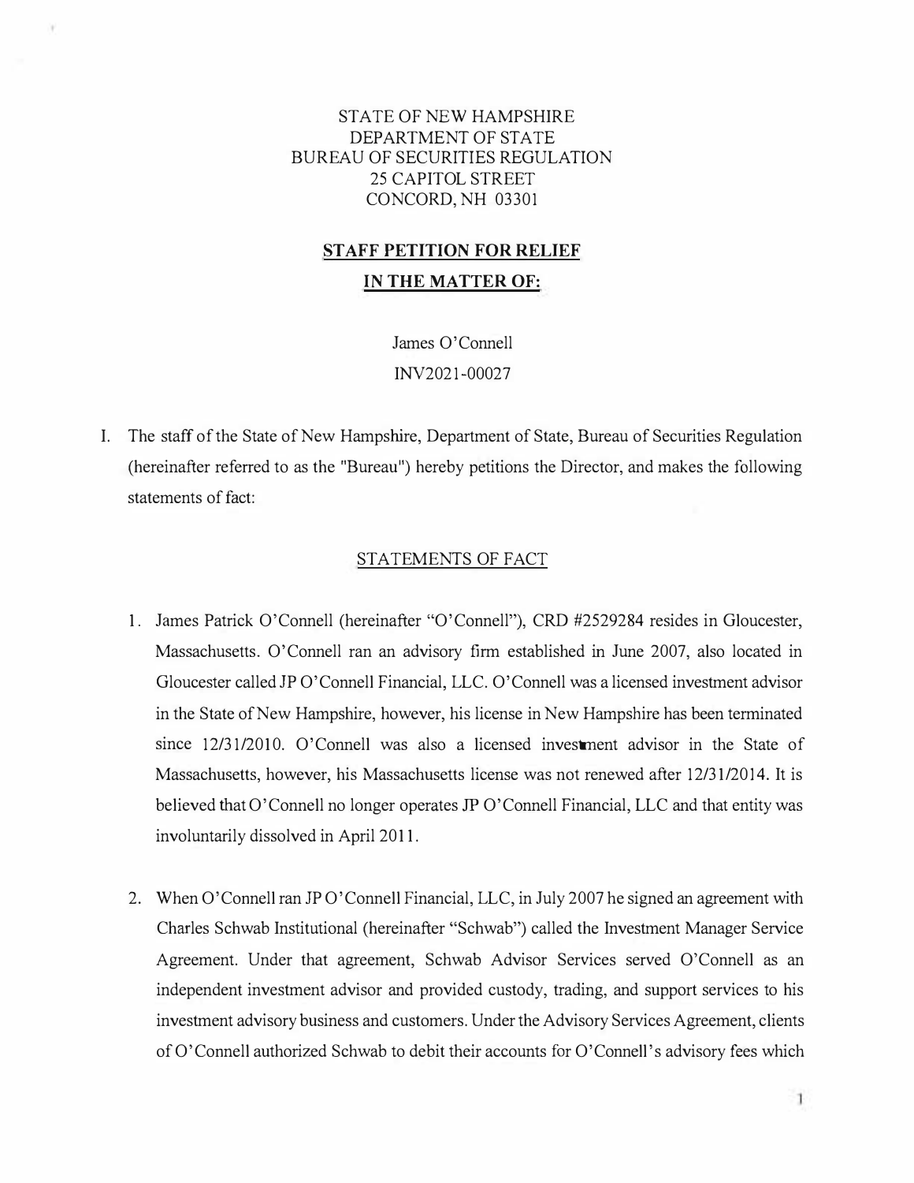STATE OF NEW HAMPSHIRE
DEPARTMENT OF STATE
BUREAU OF SECURITIES REGULATION
25 CAPITOL STREET
CONCORD, NH 03301

## STAFF PETITION FOR RELIEF

## IN THE MATTER OF:

James O'Connell

INV2021-00027

I. The staff of the State of New Hampshire, Department of State, Bureau of Securities Regulation (hereinafter referred to as the "Bureau") hereby petitions the Director, and makes the following statements of fact:

### STATEMENTS OF FACT

1. James Patrick O'Connell (hereinafter "O'Connell"), CRD #2529284 resides in Gloucester, Massachusetts. O'Connell ran an advisory firm established in June 2007, also located in Gloucester called JP O'Connell Financial, LLC. O'Connell was a licensed investment advisor in the State of New Hampshire, however, his license in New Hampshire has been terminated since 12/31/2010. O'Connell was also a licensed investment advisor in the State of Massachusetts, however, his Massachusetts license was not renewed after 12/31/2014. It is believed that O'Connell no longer operates JP O'Connell Financial, LLC and that entity was involuntarily dissolved in April 2011.

2. When O'Connell ran JP O'Connell Financial, LLC, in July 2007 he signed an agreement with Charles Schwab Institutional (hereinafter "Schwab") called the Investment Manager Service Agreement. Under that agreement, Schwab Advisor Services served O'Connell as an independent investment advisor and provided custody, trading, and support services to his investment advisory business and customers. Under the Advisory Services Agreement, clients of O'Connell authorized Schwab to debit their accounts for O'Connell's advisory fees which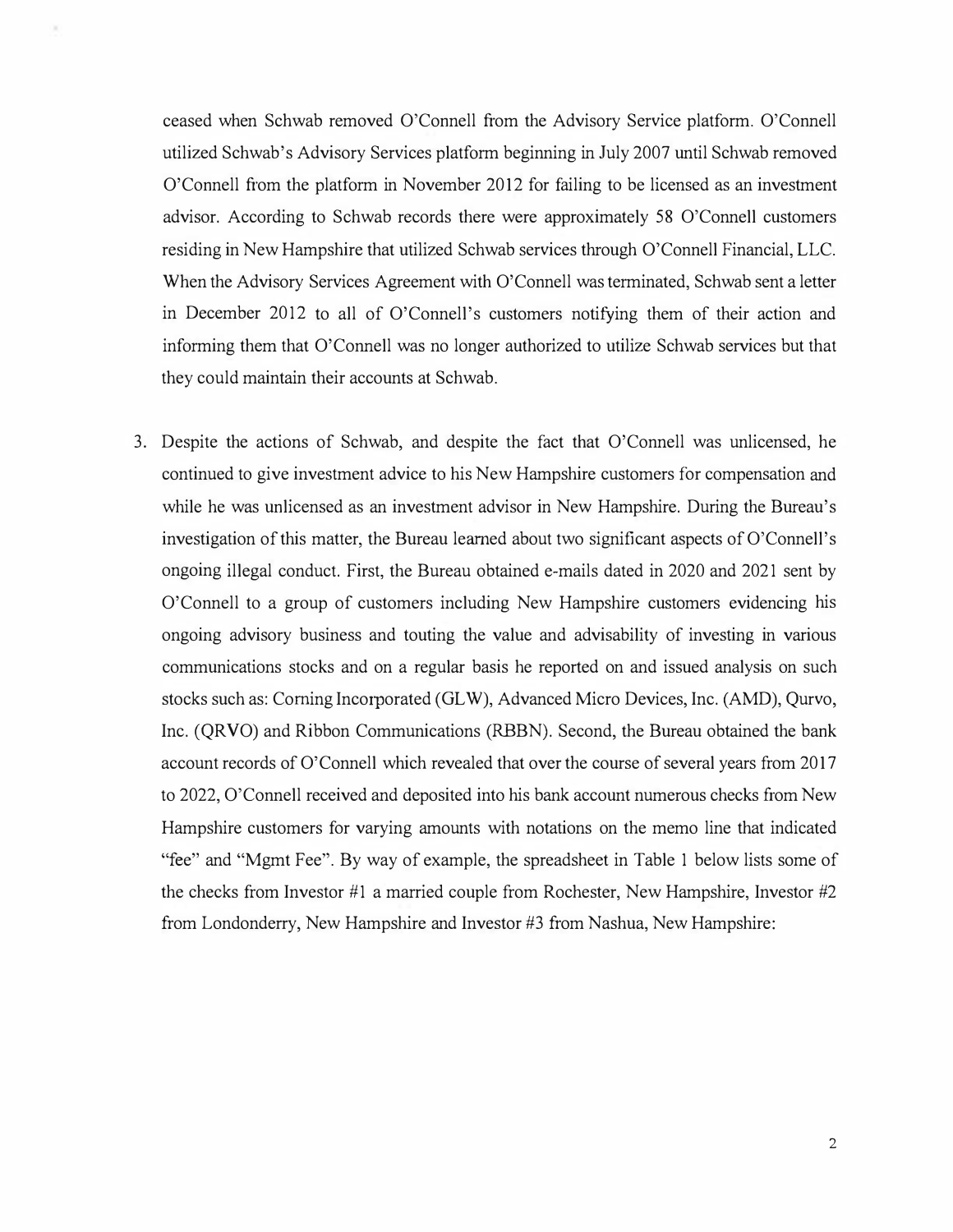ceased when Schwab removed O'Connell from the Advisory Service platform. O'Connell utilized Schwab's Advisory Services platform beginning in July 2007 until Schwab removed O'Connell from the platform in November 2012 for failing to be licensed as an investment advisor. According to Schwab records there were approximately 58 O'Connell customers residing in New Hampshire that utilized Schwab services through O'Connell Financial, LLC. When the Advisory Services Agreement with O'Connell was terminated, Schwab sent a letter in December 2012 to all of O'Connell's customers notifying them of their action and informing them that O'Connell was no longer authorized to utilize Schwab services but that they could maintain their accounts at Schwab.

3. Despite the actions of Schwab, and despite the fact that O'Connell was unlicensed, he continued to give investment advice to his New Hampshire customers for compensation and while he was unlicensed as an investment advisor in New Hampshire. During the Bureau's investigation of this matter, the Bureau learned about two significant aspects of O'Connell's ongoing illegal conduct. First, the Bureau obtained e-mails dated in 2020 and 2021 sent by O'Connell to a group of customers including New Hampshire customers evidencing his ongoing advisory business and touting the value and advisability of investing in various communications stocks and on a regular basis he reported on and issued analysis on such stocks such as: Corning Incorporated (GLW), Advanced Micro Devices, Inc. (AMD), Qurvo, Inc. (QRVO) and Ribbon Communications (RBBN). Second, the Bureau obtained the bank account records of O'Connell which revealed that over the course of several years from 2017 to 2022, O'Connell received and deposited into his bank account numerous checks from New Hampshire customers for varying amounts with notations on the memo line that indicated "fee" and "Mgmt Fee". By way of example, the spreadsheet in Table 1 below lists some of the checks from Investor #1 a married couple from Rochester, New Hampshire, Investor #2 from Londonderry, New Hampshire and Investor #3 from Nashua, New Hampshire: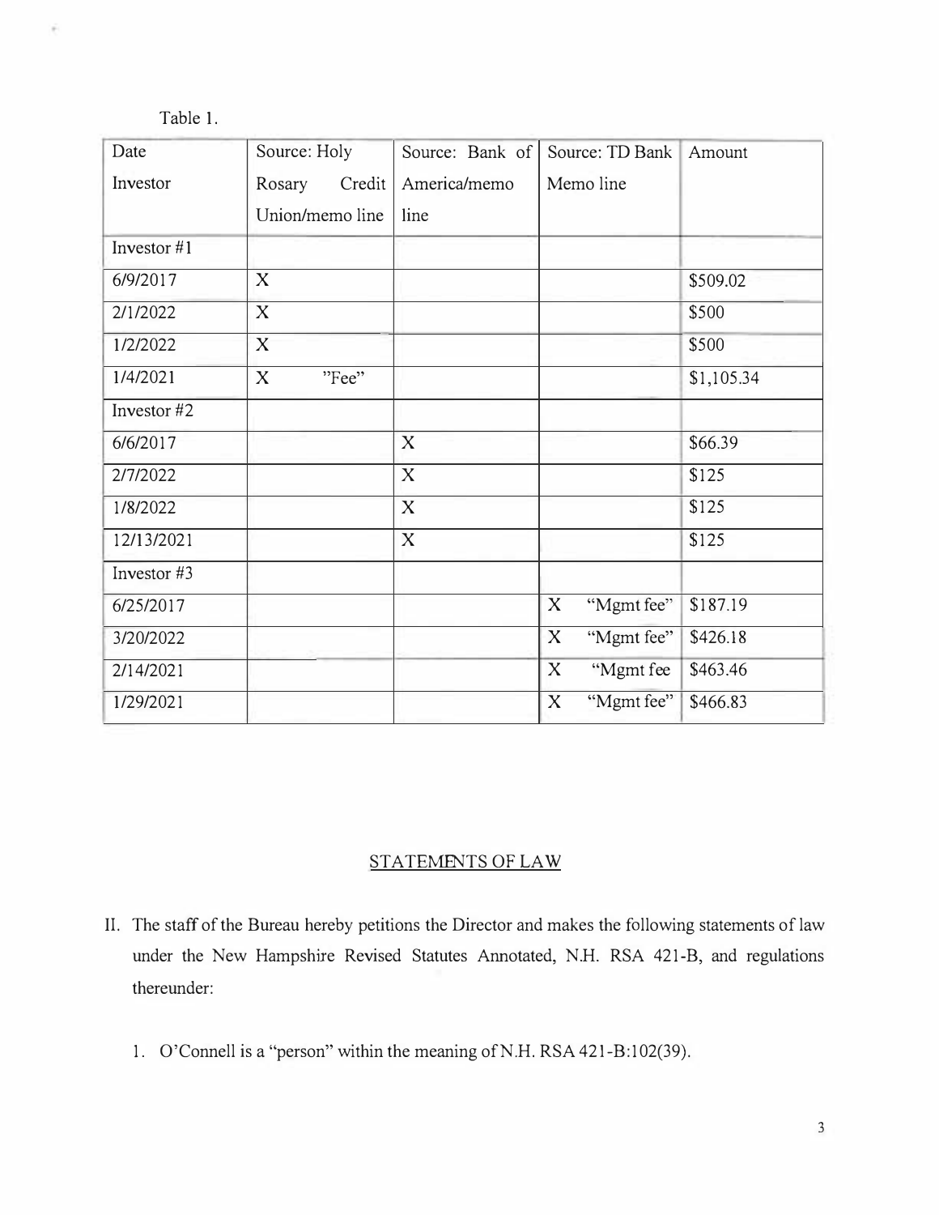Table 1.

| Date<br>Investor | Source: Holy Rosary Credit Union/memo line | Source: Bank of America/memo line | Source: TD Bank Memo line | Amount |
|---|---|---|---|---|
| Investor #1 | | | | |
| 6/9/2017 | X | | | $509.02 |
| 2/1/2022 | X | | | $500 |
| 1/2/2022 | X | | | $500 |
| 1/4/2021 | X "Fee" | | | $1,105.34 |
| Investor #2 | | | | |
| 6/6/2017 | | X | | $66.39 |
| 2/7/2022 | | X | | $125 |
| 1/8/2022 | | X | | $125 |
| 12/13/2021 | | X | | $125 |
| Investor #3 | | | | |
| 6/25/2017 | | | X "Mgmt fee" | $187.19 |
| 3/20/2022 | | | X "Mgmt fee" | $426.18 |
| 2/14/2021 | | | X "Mgmt fee | $463.46 |
| 1/29/2021 | | | X "Mgmt fee" | $466.83 |

## STATEMENTS OF LAW

II. The staff of the Bureau hereby petitions the Director and makes the following statements of law under the New Hampshire Revised Statutes Annotated, N.H. RSA 421-B, and regulations thereunder:

1. O'Connell is a "person" within the meaning of N.H. RSA 421-B:102(39).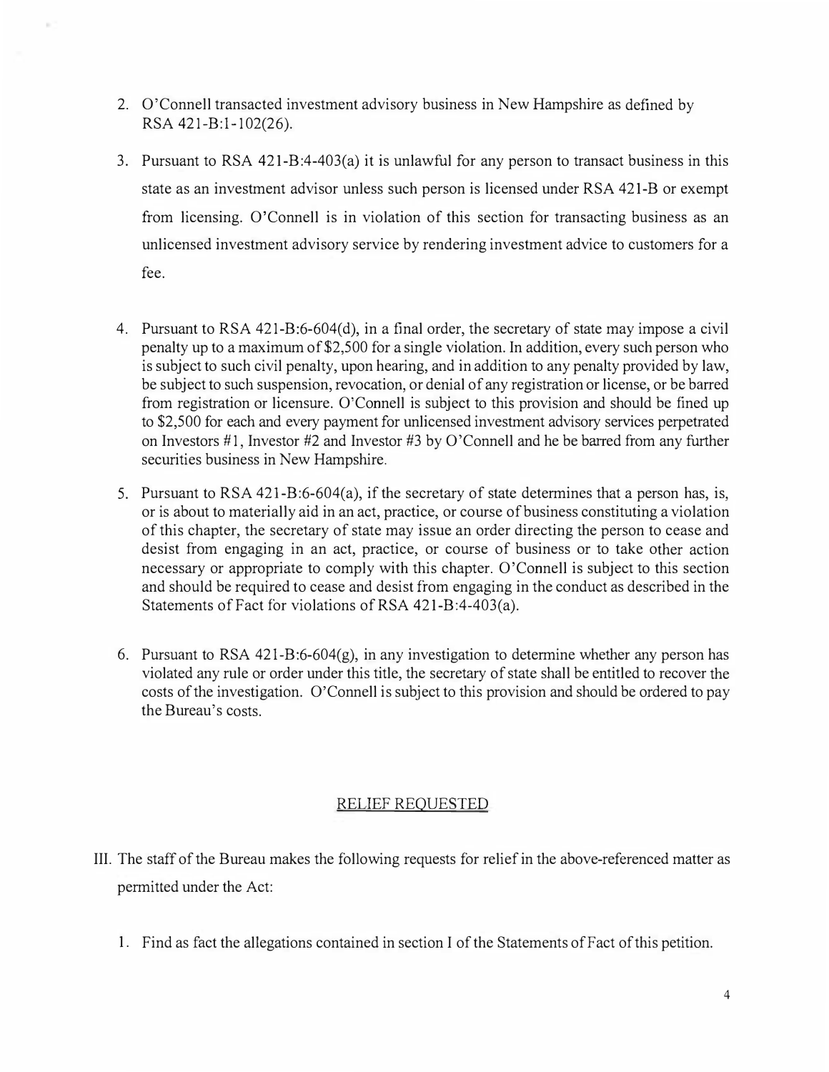2. O'Connell transacted investment advisory business in New Hampshire as defined by RSA 421-B:1-102(26).

3. Pursuant to RSA 421-B:4-403(a) it is unlawful for any person to transact business in this state as an investment advisor unless such person is licensed under RSA 421-B or exempt from licensing. O'Connell is in violation of this section for transacting business as an unlicensed investment advisory service by rendering investment advice to customers for a fee.

4. Pursuant to RSA 421-B:6-604(d), in a final order, the secretary of state may impose a civil penalty up to a maximum of $2,500 for a single violation. In addition, every such person who is subject to such civil penalty, upon hearing, and in addition to any penalty provided by law, be subject to such suspension, revocation, or denial of any registration or license, or be barred from registration or licensure. O'Connell is subject to this provision and should be fined up to $2,500 for each and every payment for unlicensed investment advisory services perpetrated on Investors #1, Investor #2 and Investor #3 by O'Connell and he be barred from any further securities business in New Hampshire.

5. Pursuant to RSA 421-B:6-604(a), if the secretary of state determines that a person has, is, or is about to materially aid in an act, practice, or course of business constituting a violation of this chapter, the secretary of state may issue an order directing the person to cease and desist from engaging in an act, practice, or course of business or to take other action necessary or appropriate to comply with this chapter. O'Connell is subject to this section and should be required to cease and desist from engaging in the conduct as described in the Statements of Fact for violations of RSA 421-B:4-403(a).

6. Pursuant to RSA 421-B:6-604(g), in any investigation to determine whether any person has violated any rule or order under this title, the secretary of state shall be entitled to recover the costs of the investigation. O'Connell is subject to this provision and should be ordered to pay the Bureau's costs.

## RELIEF REQUESTED

III. The staff of the Bureau makes the following requests for relief in the above-referenced matter as permitted under the Act:

1. Find as fact the allegations contained in section I of the Statements of Fact of this petition.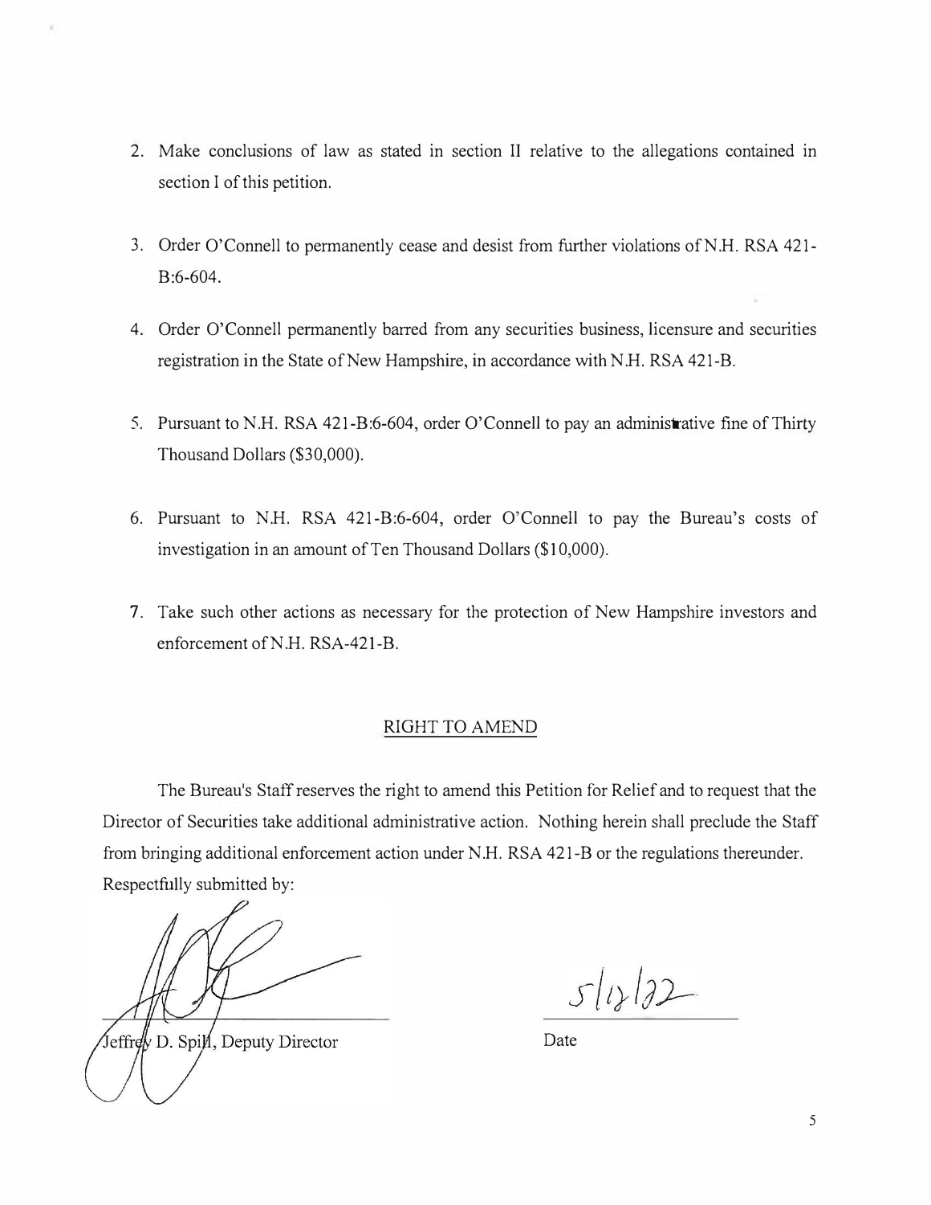2. Make conclusions of law as stated in section II relative to the allegations contained in section I of this petition.

3. Order O'Connell to permanently cease and desist from further violations of N.H. RSA 421-B:6-604.

4. Order O'Connell permanently barred from any securities business, licensure and securities registration in the State of New Hampshire, in accordance with N.H. RSA 421-B.

5. Pursuant to N.H. RSA 421-B:6-604, order O'Connell to pay an administrative fine of Thirty Thousand Dollars ($30,000).

6. Pursuant to N.H. RSA 421-B:6-604, order O'Connell to pay the Bureau's costs of investigation in an amount of Ten Thousand Dollars ($10,000).

7. Take such other actions as necessary for the protection of New Hampshire investors and enforcement of N.H. RSA-421-B.

## RIGHT TO AMEND

The Bureau's Staff reserves the right to amend this Petition for Relief and to request that the Director of Securities take additional administrative action. Nothing herein shall preclude the Staff from bringing additional enforcement action under N.H. RSA 421-B or the regulations thereunder.

Respectfully submitted by:

Jeffrey D. Spill, Deputy Director

5/12/22

Date